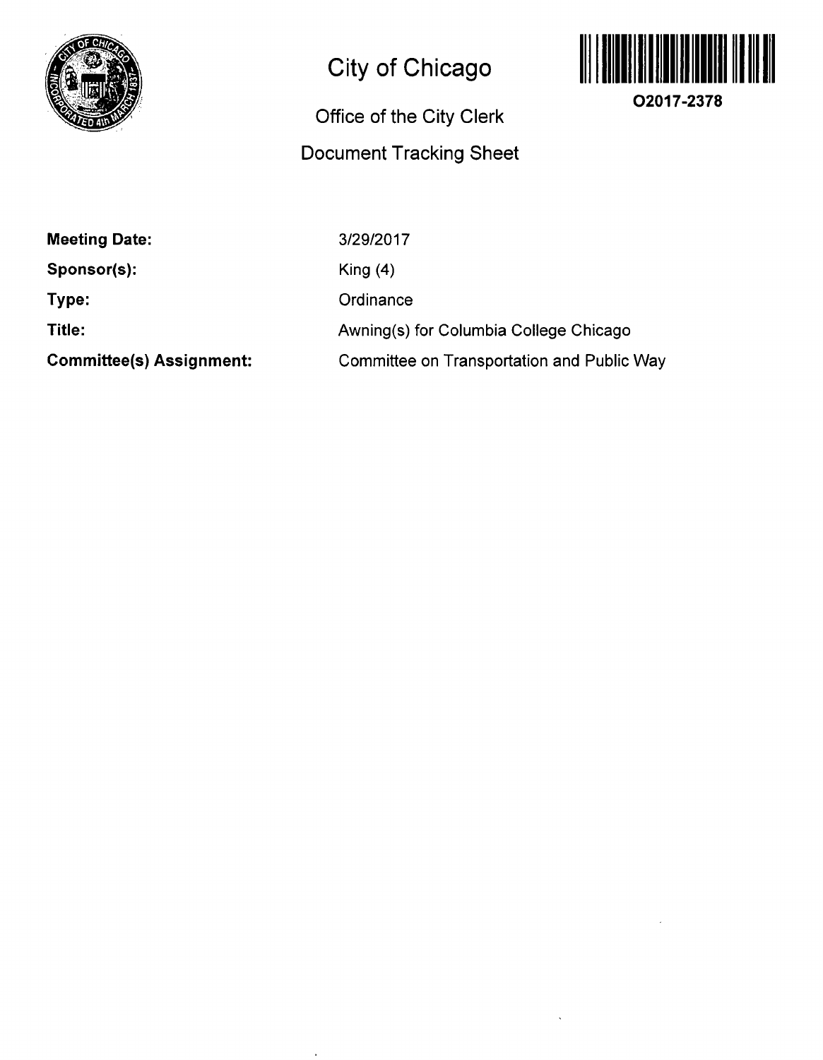# City of Chicago

## Office of the City Clerk

## Document Tracking Sheet

**O2017-2378**

| | |
|---|---|
| **Meeting Date:** | 3/29/2017 |
| **Sponsor(s):** | King (4) |
| **Type:** | Ordinance |
| **Title:** | Awning(s) for Columbia College Chicago |
| **Committee(s) Assignment:** | Committee on Transportation and Public Way |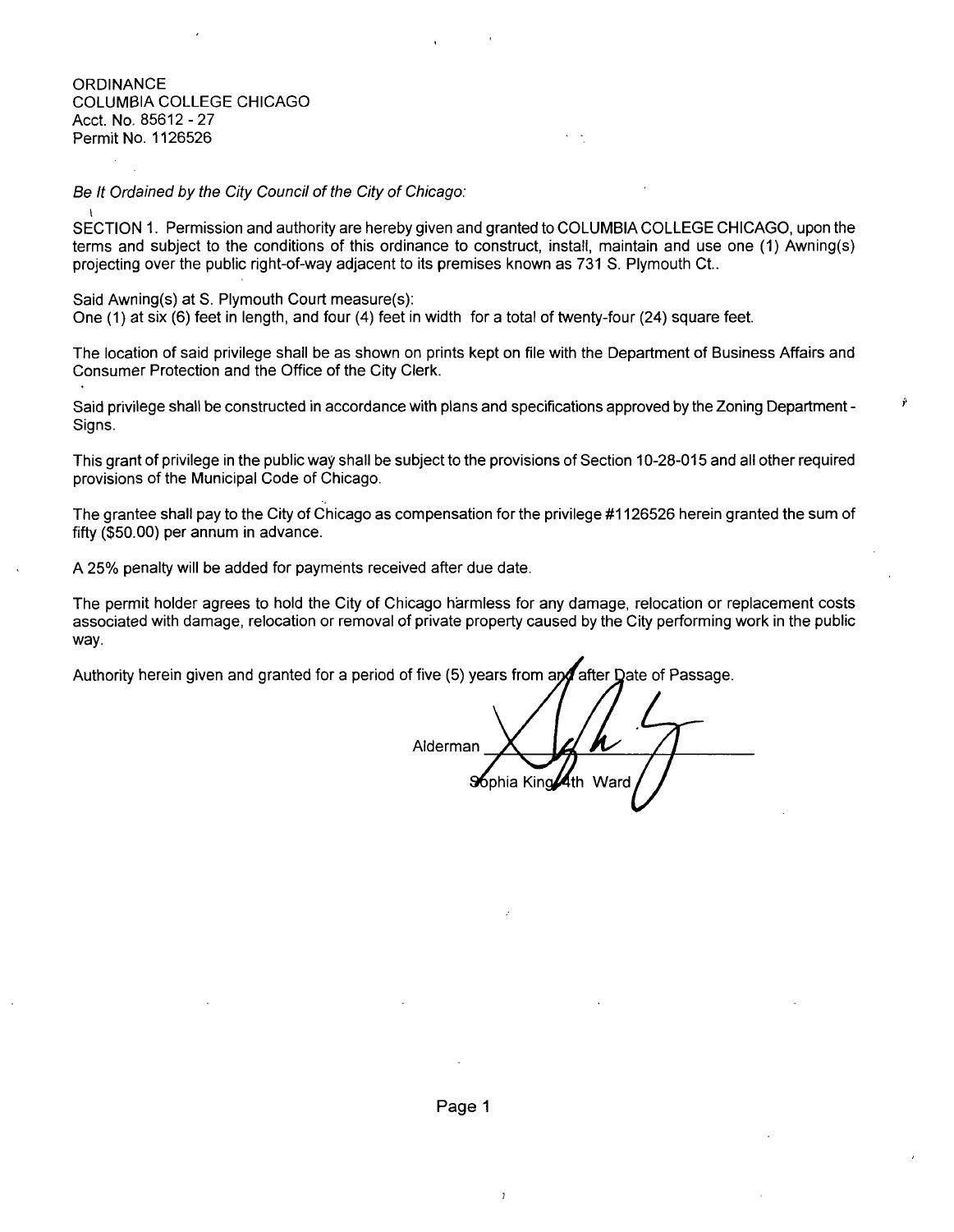ORDINANCE
COLUMBIA COLLEGE CHICAGO
Acct. No. 85612 - 27
Permit No. 1126526

*Be It Ordained by the City Council of the City of Chicago:*

SECTION 1. Permission and authority are hereby given and granted to COLUMBIA COLLEGE CHICAGO, upon the terms and subject to the conditions of this ordinance to construct, install, maintain and use one (1) Awning(s) projecting over the public right-of-way adjacent to its premises known as 731 S. Plymouth Ct..

Said Awning(s) at S. Plymouth Court measure(s):
One (1) at six (6) feet in length, and four (4) feet in width for a total of twenty-four (24) square feet.

The location of said privilege shall be as shown on prints kept on file with the Department of Business Affairs and Consumer Protection and the Office of the City Clerk.

Said privilege shall be constructed in accordance with plans and specifications approved by the Zoning Department - Signs.

This grant of privilege in the public way shall be subject to the provisions of Section 10-28-015 and all other required provisions of the Municipal Code of Chicago.

The grantee shall pay to the City of Chicago as compensation for the privilege #1126526 herein granted the sum of fifty ($50.00) per annum in advance.

A 25% penalty will be added for payments received after due date.

The permit holder agrees to hold the City of Chicago harmless for any damage, relocation or replacement costs associated with damage, relocation or removal of private property caused by the City performing work in the public way.

Authority herein given and granted for a period of five (5) years from and after Date of Passage.

Alderman ______________________
Sophia King 4th Ward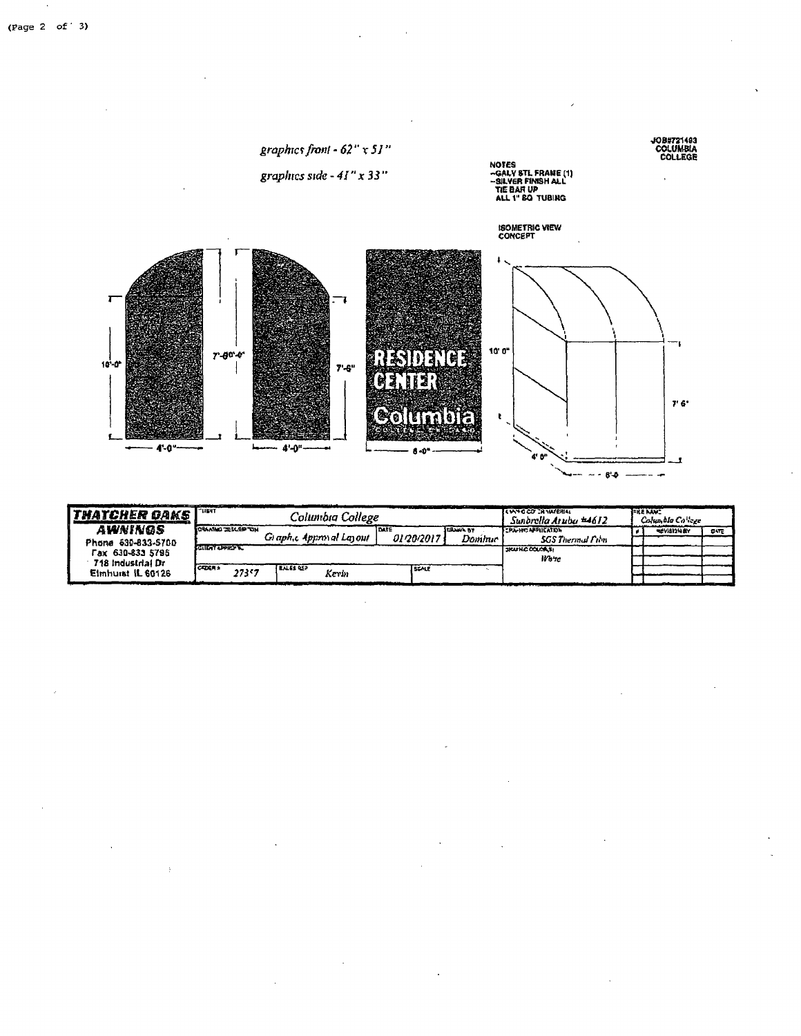*graphics front - 62" x 51"*

*graphics side - 41" x 33"*

JOB#721493
COLUMBIA
COLLEGE

NOTES
-GALV STL FRAME (1)
-SILVER FINISH ALL
TIE BAR UP
ALL 1" SQ TUBING

ISOMETRIC VIEW
CONCEPT

10'-0"

7'-60"-0"

7'-6"

4'-0"

4'-0"

RESIDENCE
CENTER
Columbia

6'-0"

10' 0"

7' 6"

4' 0"

6'-0

| THATCHER OAKS AWNINGS | CLIENT | Columbia College | | | | AWNING COVER MATERIAL: Sunbrella Aruba #4612 | FILE NAME: Columbia College | | |
|---|---|---|---|---|---|---|---|---|---|
| Phone 630-833-5700 | DRAWING DESCRIPTION | Graphic Approval Layout | DATE: 01/20/2017 | DRAWN BY: Dominic | | GRAPHIC APPLICATION: SGS Thermal Film | # | REVISION BY | DATE |
| Fax 630-833 5795 | CLIENT APPROVAL | | | | | GRAPHIC COLOR(S): White | | | |
| 718 Industrial Dr Elmhurst IL 60126 | ORDER # 273*7 | SALES REP: Kevin | | SCALE | | | | | |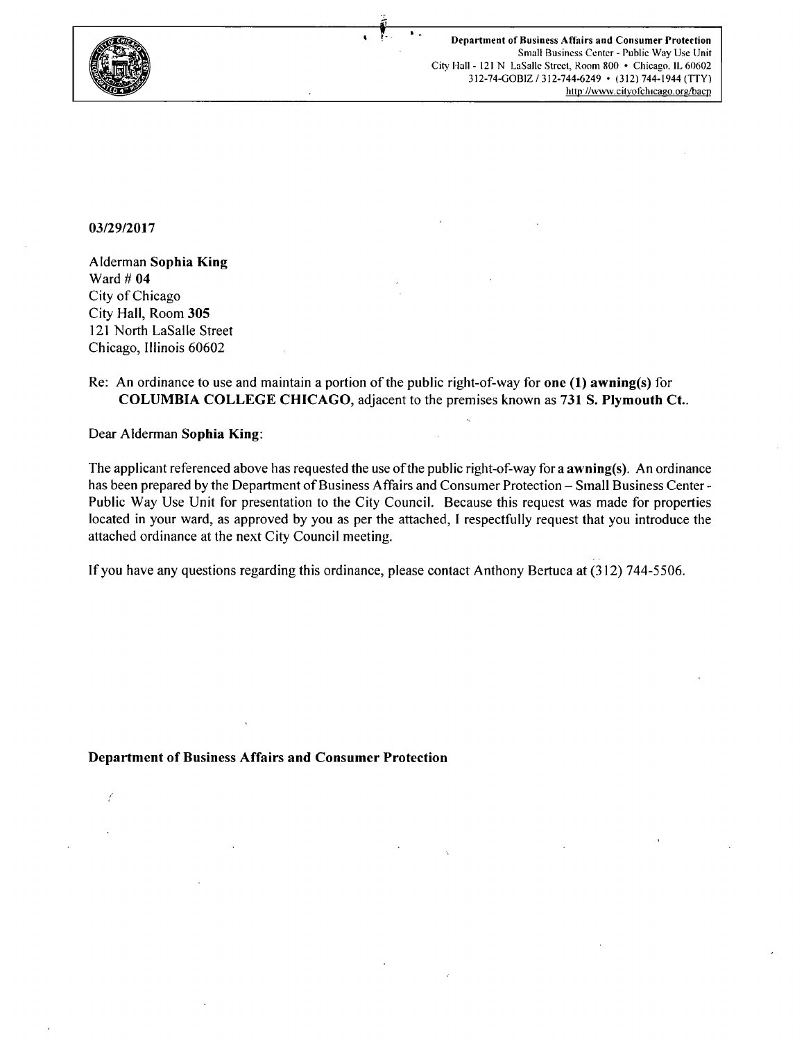**Department of Business Affairs and Consumer Protection**
Small Business Center - Public Way Use Unit
City Hall - 121 N LaSalle Street, Room 800 • Chicago, IL 60602
312-74-GOBIZ / 312-744-6249 • (312) 744-1944 (TTY)
http://www.cityofchicago.org/bacp

**03/29/2017**

Alderman **Sophia King**
Ward # **04**
City of Chicago
City Hall, Room **305**
121 North LaSalle Street
Chicago, Illinois 60602

Re: An ordinance to use and maintain a portion of the public right-of-way for **one (1) awning(s)** for **COLUMBIA COLLEGE CHICAGO**, adjacent to the premises known as **731 S. Plymouth Ct.**.

Dear Alderman **Sophia King**:

The applicant referenced above has requested the use of the public right-of-way for a **awning(s)**. An ordinance has been prepared by the Department of Business Affairs and Consumer Protection – Small Business Center - Public Way Use Unit for presentation to the City Council. Because this request was made for properties located in your ward, as approved by you as per the attached, I respectfully request that you introduce the attached ordinance at the next City Council meeting.

If you have any questions regarding this ordinance, please contact Anthony Bertuca at (312) 744-5506.

**Department of Business Affairs and Consumer Protection**